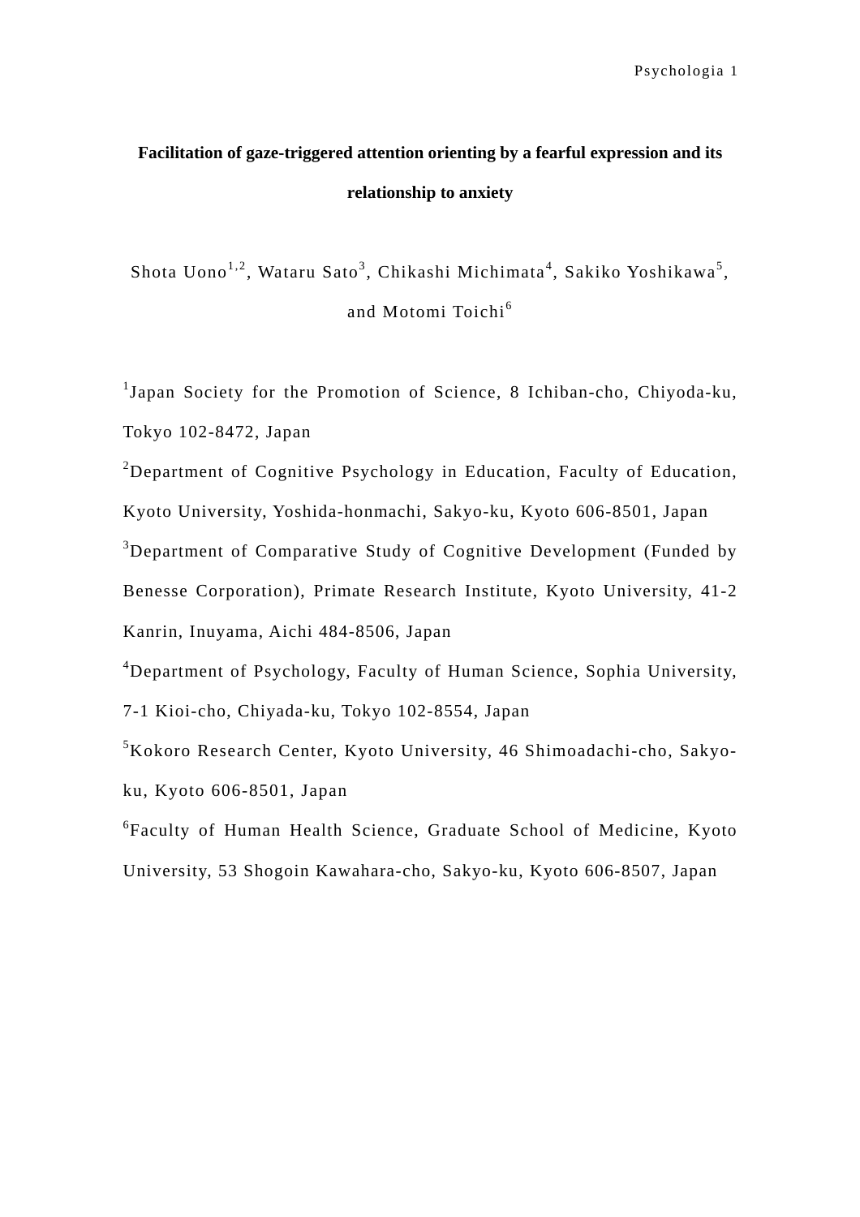# Facilitation of gaze-triggered attention orienting by a fearful expression and its relationship to anxiety

Shota Uono[1,2], Wataru Sato[3], Chikashi Michimata[4], Sakiko Yoshikawa[5], and Motomi Toichi[6]

[1]Japan Society for the Promotion of Science, 8 Ichiban-cho, Chiyoda-ku, Tokyo 102-8472, Japan

[2]Department of Cognitive Psychology in Education, Faculty of Education, Kyoto University, Yoshida-honmachi, Sakyo-ku, Kyoto 606-8501, Japan

[3]Department of Comparative Study of Cognitive Development (Funded by Benesse Corporation), Primate Research Institute, Kyoto University, 41-2 Kanrin, Inuyama, Aichi 484-8506, Japan

[4]Department of Psychology, Faculty of Human Science, Sophia University, 7-1 Kioi-cho, Chiyada-ku, Tokyo 102-8554, Japan

[5]Kokoro Research Center, Kyoto University, 46 Shimoadachi-cho, Sakyo-ku, Kyoto 606-8501, Japan

[6]Faculty of Human Health Science, Graduate School of Medicine, Kyoto University, 53 Shogoin Kawahara-cho, Sakyo-ku, Kyoto 606-8507, Japan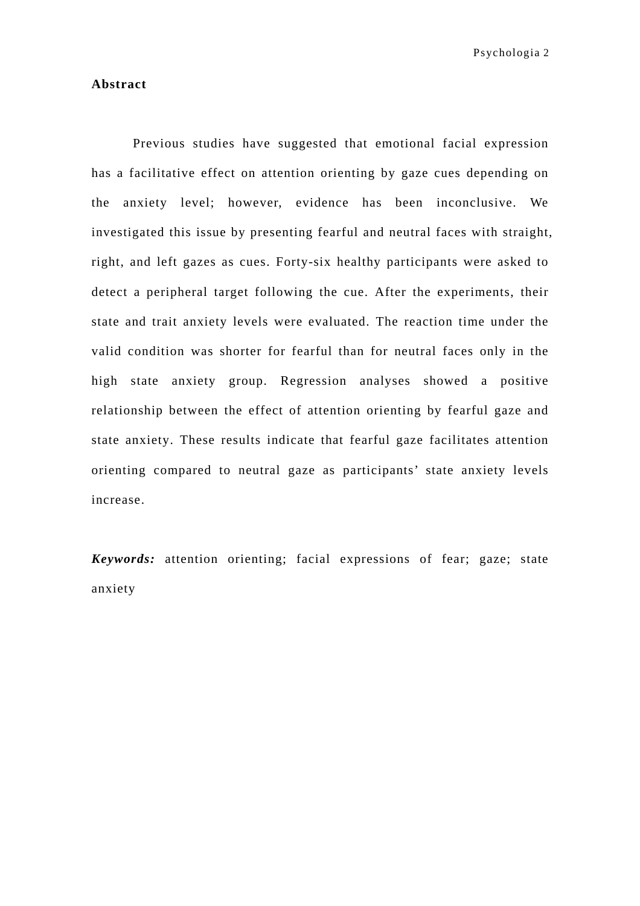## Abstract

Previous studies have suggested that emotional facial expression has a facilitative effect on attention orienting by gaze cues depending on the anxiety level; however, evidence has been inconclusive. We investigated this issue by presenting fearful and neutral faces with straight, right, and left gazes as cues. Forty-six healthy participants were asked to detect a peripheral target following the cue. After the experiments, their state and trait anxiety levels were evaluated. The reaction time under the valid condition was shorter for fearful than for neutral faces only in the high state anxiety group. Regression analyses showed a positive relationship between the effect of attention orienting by fearful gaze and state anxiety. These results indicate that fearful gaze facilitates attention orienting compared to neutral gaze as participants' state anxiety levels increase.

***Keywords:*** attention orienting; facial expressions of fear; gaze; state anxiety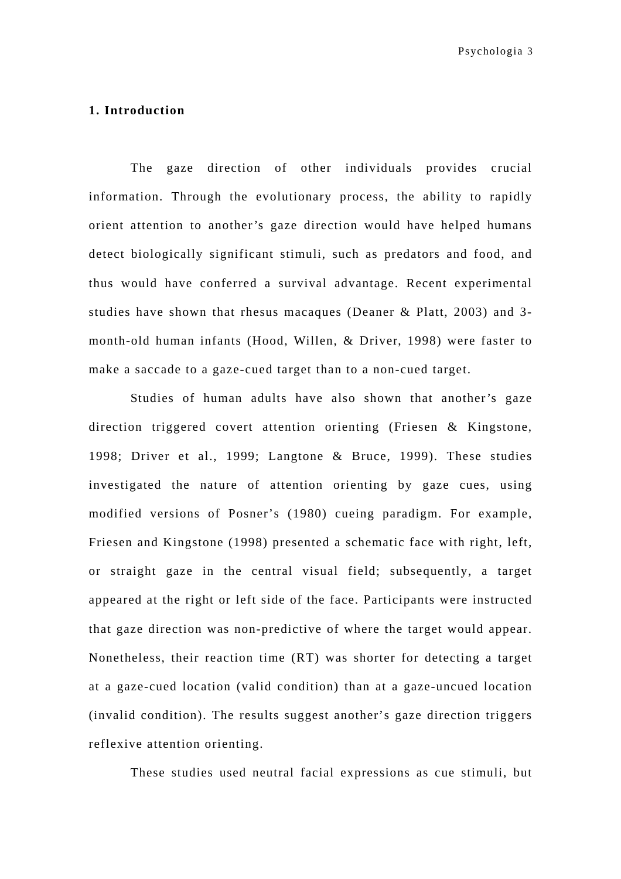## 1. Introduction

The gaze direction of other individuals provides crucial information. Through the evolutionary process, the ability to rapidly orient attention to another's gaze direction would have helped humans detect biologically significant stimuli, such as predators and food, and thus would have conferred a survival advantage. Recent experimental studies have shown that rhesus macaques (Deaner & Platt, 2003) and 3-month-old human infants (Hood, Willen, & Driver, 1998) were faster to make a saccade to a gaze-cued target than to a non-cued target.

Studies of human adults have also shown that another's gaze direction triggered covert attention orienting (Friesen & Kingstone, 1998; Driver et al., 1999; Langtone & Bruce, 1999). These studies investigated the nature of attention orienting by gaze cues, using modified versions of Posner's (1980) cueing paradigm. For example, Friesen and Kingstone (1998) presented a schematic face with right, left, or straight gaze in the central visual field; subsequently, a target appeared at the right or left side of the face. Participants were instructed that gaze direction was non-predictive of where the target would appear. Nonetheless, their reaction time (RT) was shorter for detecting a target at a gaze-cued location (valid condition) than at a gaze-uncued location (invalid condition). The results suggest another's gaze direction triggers reflexive attention orienting.

These studies used neutral facial expressions as cue stimuli, but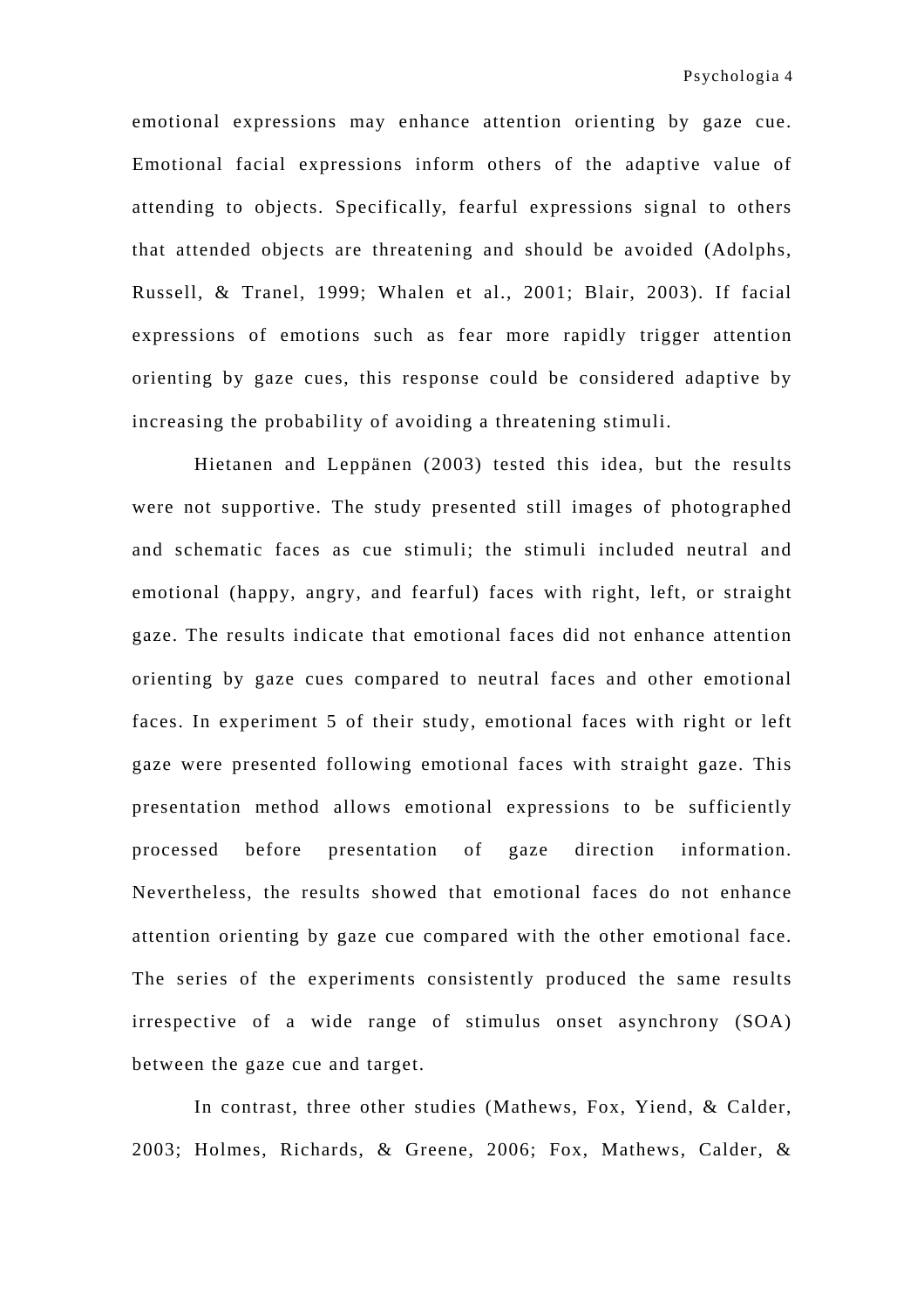emotional expressions may enhance attention orienting by gaze cue. Emotional facial expressions inform others of the adaptive value of attending to objects. Specifically, fearful expressions signal to others that attended objects are threatening and should be avoided (Adolphs, Russell, & Tranel, 1999; Whalen et al., 2001; Blair, 2003). If facial expressions of emotions such as fear more rapidly trigger attention orienting by gaze cues, this response could be considered adaptive by increasing the probability of avoiding a threatening stimuli.

Hietanen and Leppänen (2003) tested this idea, but the results were not supportive. The study presented still images of photographed and schematic faces as cue stimuli; the stimuli included neutral and emotional (happy, angry, and fearful) faces with right, left, or straight gaze. The results indicate that emotional faces did not enhance attention orienting by gaze cues compared to neutral faces and other emotional faces. In experiment 5 of their study, emotional faces with right or left gaze were presented following emotional faces with straight gaze. This presentation method allows emotional expressions to be sufficiently processed before presentation of gaze direction information. Nevertheless, the results showed that emotional faces do not enhance attention orienting by gaze cue compared with the other emotional face. The series of the experiments consistently produced the same results irrespective of a wide range of stimulus onset asynchrony (SOA) between the gaze cue and target.

In contrast, three other studies (Mathews, Fox, Yiend, & Calder, 2003; Holmes, Richards, & Greene, 2006; Fox, Mathews, Calder, &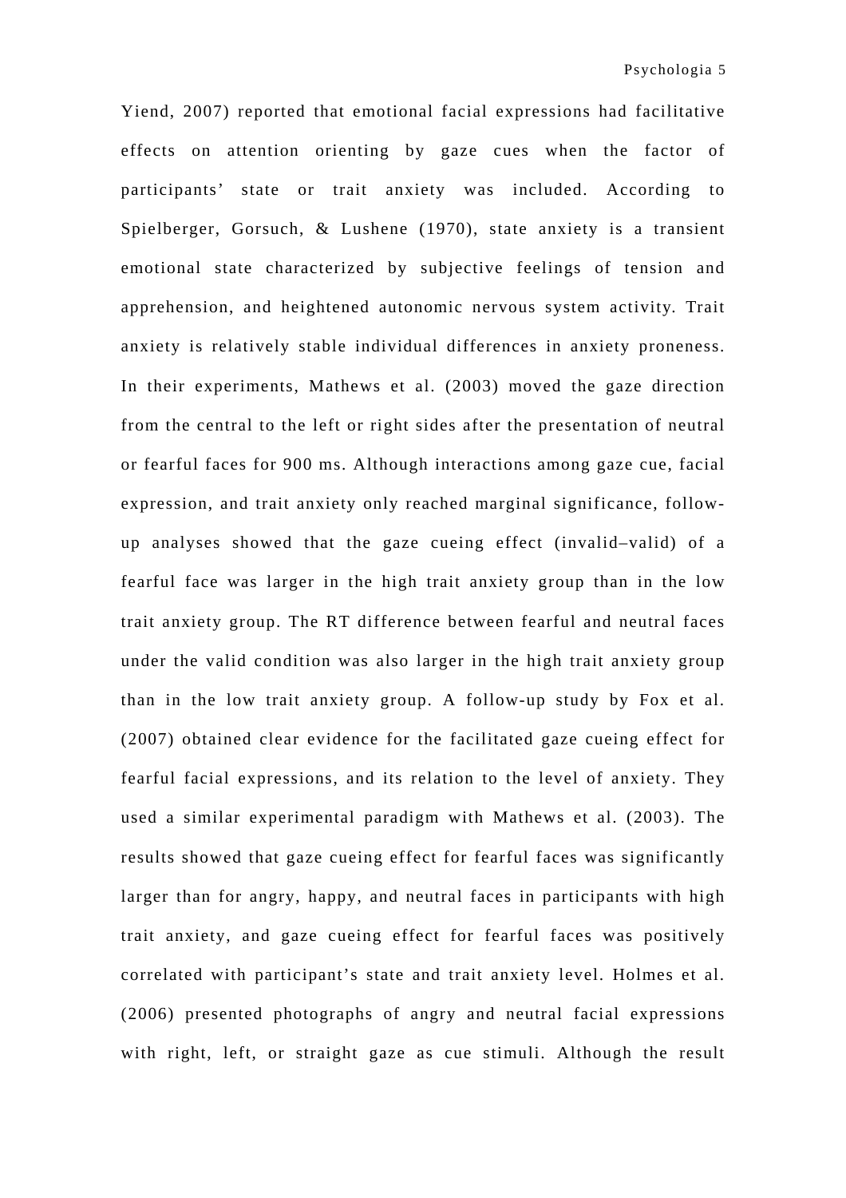Yiend, 2007) reported that emotional facial expressions had facilitative effects on attention orienting by gaze cues when the factor of participants' state or trait anxiety was included. According to Spielberger, Gorsuch, & Lushene (1970), state anxiety is a transient emotional state characterized by subjective feelings of tension and apprehension, and heightened autonomic nervous system activity. Trait anxiety is relatively stable individual differences in anxiety proneness. In their experiments, Mathews et al. (2003) moved the gaze direction from the central to the left or right sides after the presentation of neutral or fearful faces for 900 ms. Although interactions among gaze cue, facial expression, and trait anxiety only reached marginal significance, follow-up analyses showed that the gaze cueing effect (invalid–valid) of a fearful face was larger in the high trait anxiety group than in the low trait anxiety group. The RT difference between fearful and neutral faces under the valid condition was also larger in the high trait anxiety group than in the low trait anxiety group. A follow-up study by Fox et al. (2007) obtained clear evidence for the facilitated gaze cueing effect for fearful facial expressions, and its relation to the level of anxiety. They used a similar experimental paradigm with Mathews et al. (2003). The results showed that gaze cueing effect for fearful faces was significantly larger than for angry, happy, and neutral faces in participants with high trait anxiety, and gaze cueing effect for fearful faces was positively correlated with participant's state and trait anxiety level. Holmes et al. (2006) presented photographs of angry and neutral facial expressions with right, left, or straight gaze as cue stimuli. Although the result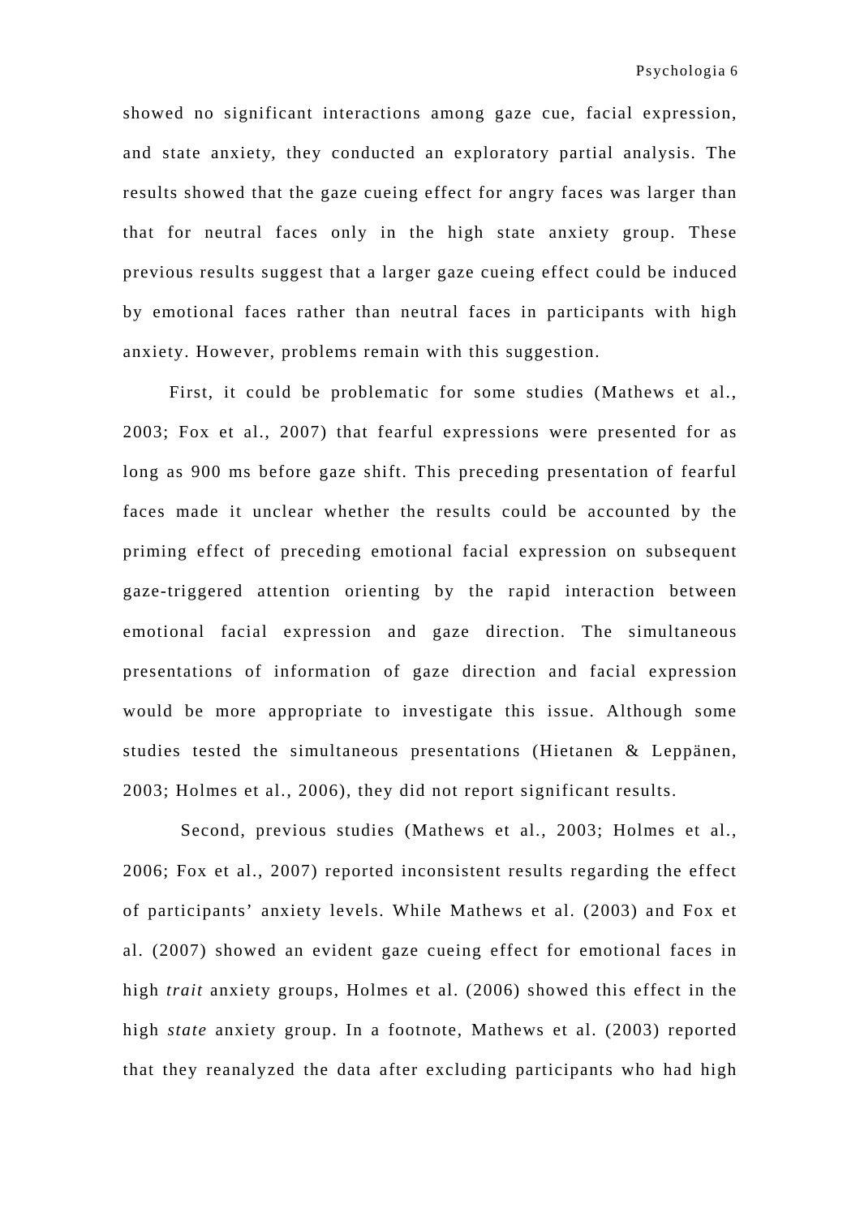showed no significant interactions among gaze cue, facial expression, and state anxiety, they conducted an exploratory partial analysis. The results showed that the gaze cueing effect for angry faces was larger than that for neutral faces only in the high state anxiety group. These previous results suggest that a larger gaze cueing effect could be induced by emotional faces rather than neutral faces in participants with high anxiety. However, problems remain with this suggestion.

First, it could be problematic for some studies (Mathews et al., 2003; Fox et al., 2007) that fearful expressions were presented for as long as 900 ms before gaze shift. This preceding presentation of fearful faces made it unclear whether the results could be accounted by the priming effect of preceding emotional facial expression on subsequent gaze-triggered attention orienting by the rapid interaction between emotional facial expression and gaze direction. The simultaneous presentations of information of gaze direction and facial expression would be more appropriate to investigate this issue. Although some studies tested the simultaneous presentations (Hietanen & Leppänen, 2003; Holmes et al., 2006), they did not report significant results.

Second, previous studies (Mathews et al., 2003; Holmes et al., 2006; Fox et al., 2007) reported inconsistent results regarding the effect of participants' anxiety levels. While Mathews et al. (2003) and Fox et al. (2007) showed an evident gaze cueing effect for emotional faces in high *trait* anxiety groups, Holmes et al. (2006) showed this effect in the high *state* anxiety group. In a footnote, Mathews et al. (2003) reported that they reanalyzed the data after excluding participants who had high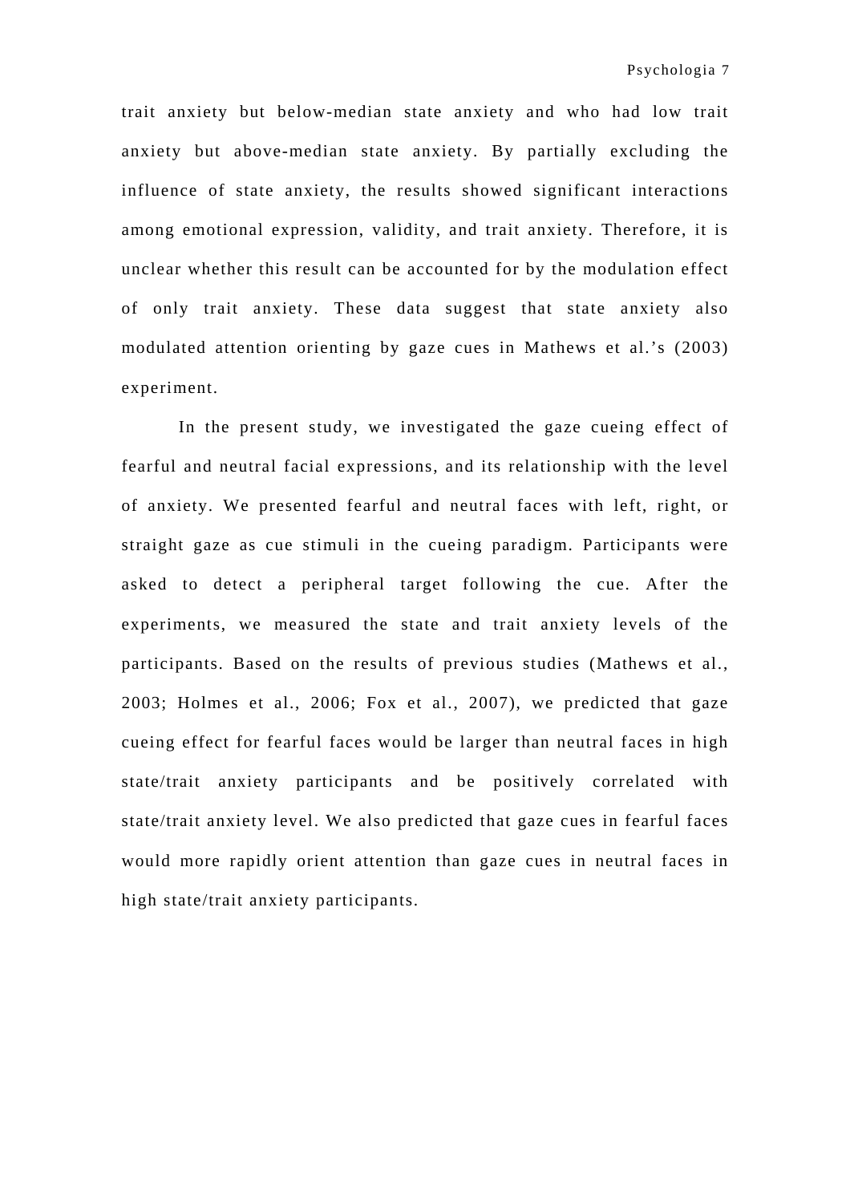trait anxiety but below-median state anxiety and who had low trait anxiety but above-median state anxiety. By partially excluding the influence of state anxiety, the results showed significant interactions among emotional expression, validity, and trait anxiety. Therefore, it is unclear whether this result can be accounted for by the modulation effect of only trait anxiety. These data suggest that state anxiety also modulated attention orienting by gaze cues in Mathews et al.'s (2003) experiment.

In the present study, we investigated the gaze cueing effect of fearful and neutral facial expressions, and its relationship with the level of anxiety. We presented fearful and neutral faces with left, right, or straight gaze as cue stimuli in the cueing paradigm. Participants were asked to detect a peripheral target following the cue. After the experiments, we measured the state and trait anxiety levels of the participants. Based on the results of previous studies (Mathews et al., 2003; Holmes et al., 2006; Fox et al., 2007), we predicted that gaze cueing effect for fearful faces would be larger than neutral faces in high state/trait anxiety participants and be positively correlated with state/trait anxiety level. We also predicted that gaze cues in fearful faces would more rapidly orient attention than gaze cues in neutral faces in high state/trait anxiety participants.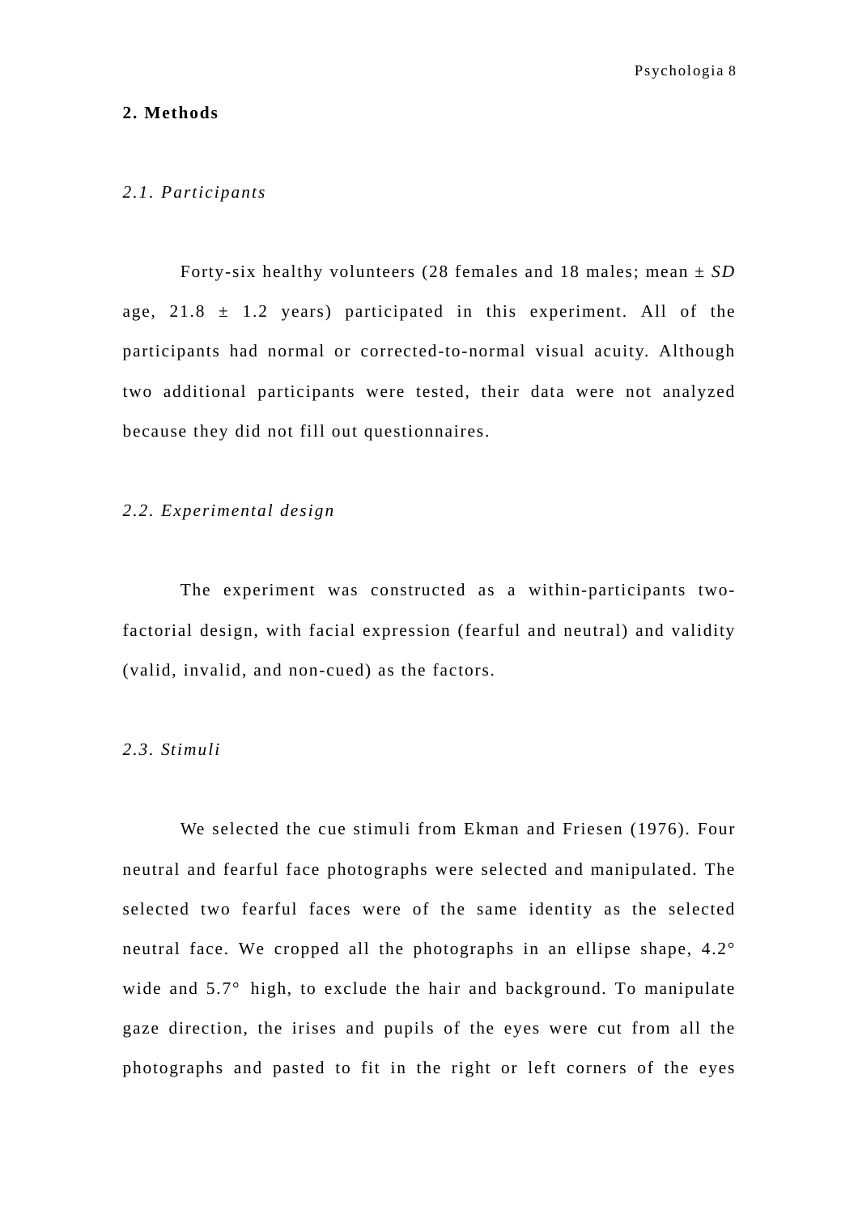## 2. Methods

### *2.1. Participants*

Forty-six healthy volunteers (28 females and 18 males; mean ± *SD* age, 21.8 ± 1.2 years) participated in this experiment. All of the participants had normal or corrected-to-normal visual acuity. Although two additional participants were tested, their data were not analyzed because they did not fill out questionnaires.

### *2.2. Experimental design*

The experiment was constructed as a within-participants two-factorial design, with facial expression (fearful and neutral) and validity (valid, invalid, and non-cued) as the factors.

### *2.3. Stimuli*

We selected the cue stimuli from Ekman and Friesen (1976). Four neutral and fearful face photographs were selected and manipulated. The selected two fearful faces were of the same identity as the selected neutral face. We cropped all the photographs in an ellipse shape, 4.2° wide and 5.7° high, to exclude the hair and background. To manipulate gaze direction, the irises and pupils of the eyes were cut from all the photographs and pasted to fit in the right or left corners of the eyes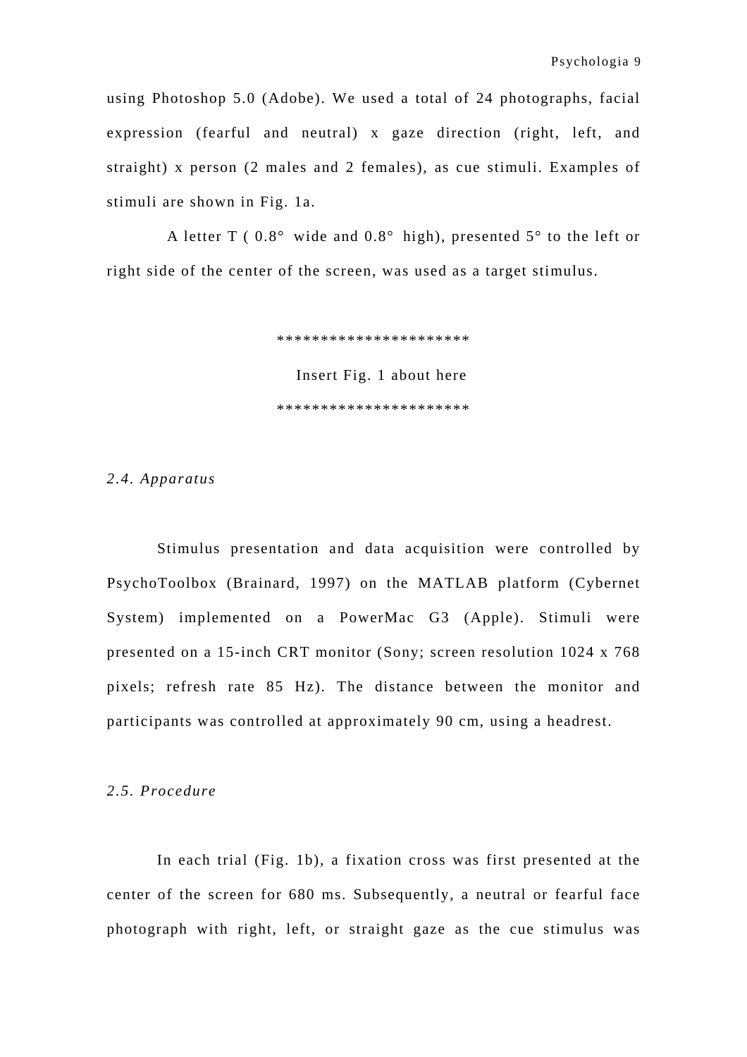using Photoshop 5.0 (Adobe). We used a total of 24 photographs, facial expression (fearful and neutral) x gaze direction (right, left, and straight) x person (2 males and 2 females), as cue stimuli. Examples of stimuli are shown in Fig. 1a.

A letter T ( 0.8° wide and 0.8° high), presented 5° to the left or right side of the center of the screen, was used as a target stimulus.

*********************

Insert Fig. 1 about here

*********************

### *2.4. Apparatus*

Stimulus presentation and data acquisition were controlled by PsychoToolbox (Brainard, 1997) on the MATLAB platform (Cybernet System) implemented on a PowerMac G3 (Apple). Stimuli were presented on a 15-inch CRT monitor (Sony; screen resolution 1024 x 768 pixels; refresh rate 85 Hz). The distance between the monitor and participants was controlled at approximately 90 cm, using a headrest.

### *2.5. Procedure*

In each trial (Fig. 1b), a fixation cross was first presented at the center of the screen for 680 ms. Subsequently, a neutral or fearful face photograph with right, left, or straight gaze as the cue stimulus was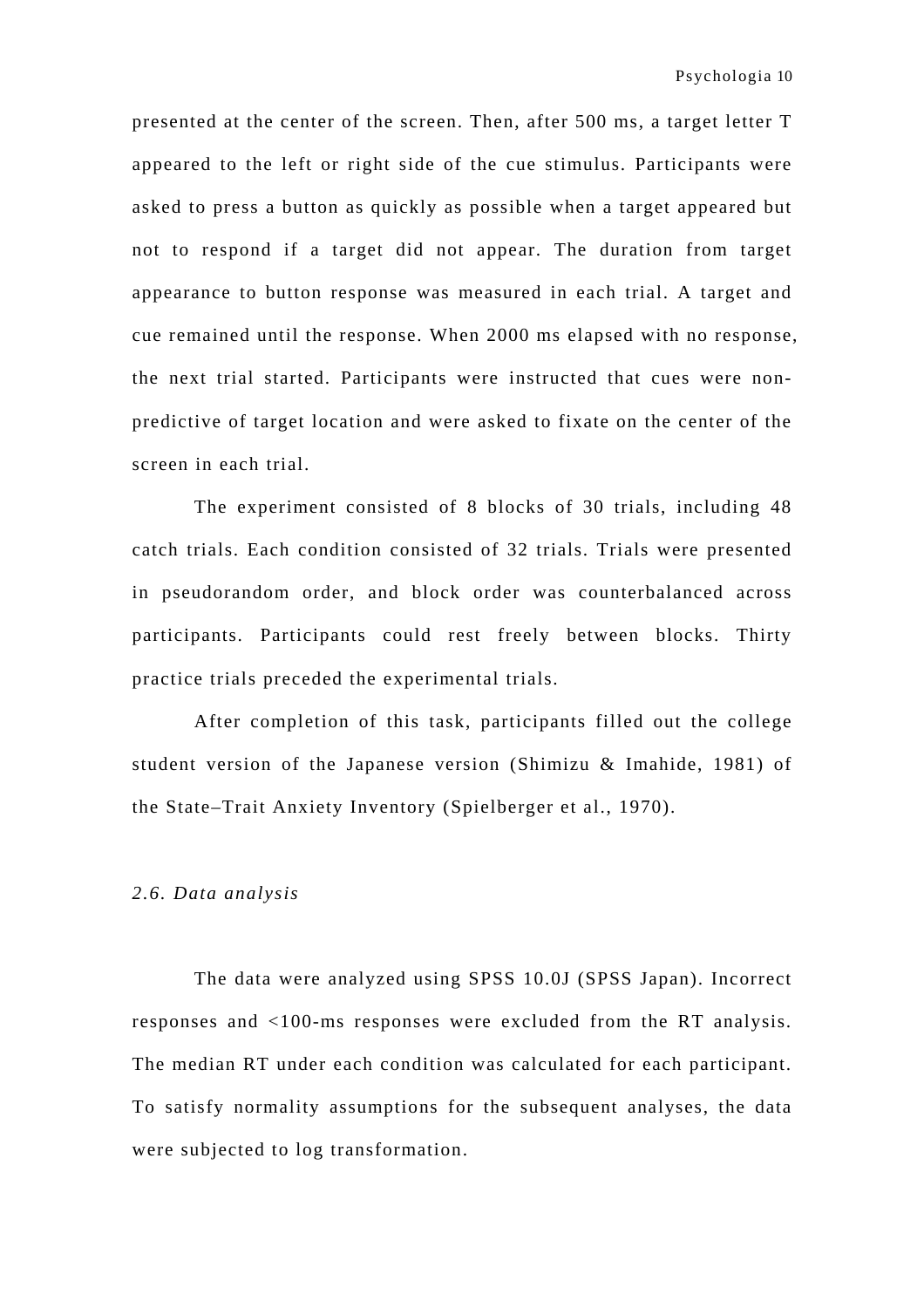presented at the center of the screen. Then, after 500 ms, a target letter T appeared to the left or right side of the cue stimulus. Participants were asked to press a button as quickly as possible when a target appeared but not to respond if a target did not appear. The duration from target appearance to button response was measured in each trial. A target and cue remained until the response. When 2000 ms elapsed with no response, the next trial started. Participants were instructed that cues were non-predictive of target location and were asked to fixate on the center of the screen in each trial.

The experiment consisted of 8 blocks of 30 trials, including 48 catch trials. Each condition consisted of 32 trials. Trials were presented in pseudorandom order, and block order was counterbalanced across participants. Participants could rest freely between blocks. Thirty practice trials preceded the experimental trials.

After completion of this task, participants filled out the college student version of the Japanese version (Shimizu & Imahide, 1981) of the State–Trait Anxiety Inventory (Spielberger et al., 1970).

### *2.6. Data analysis*

The data were analyzed using SPSS 10.0J (SPSS Japan). Incorrect responses and <100-ms responses were excluded from the RT analysis. The median RT under each condition was calculated for each participant. To satisfy normality assumptions for the subsequent analyses, the data were subjected to log transformation.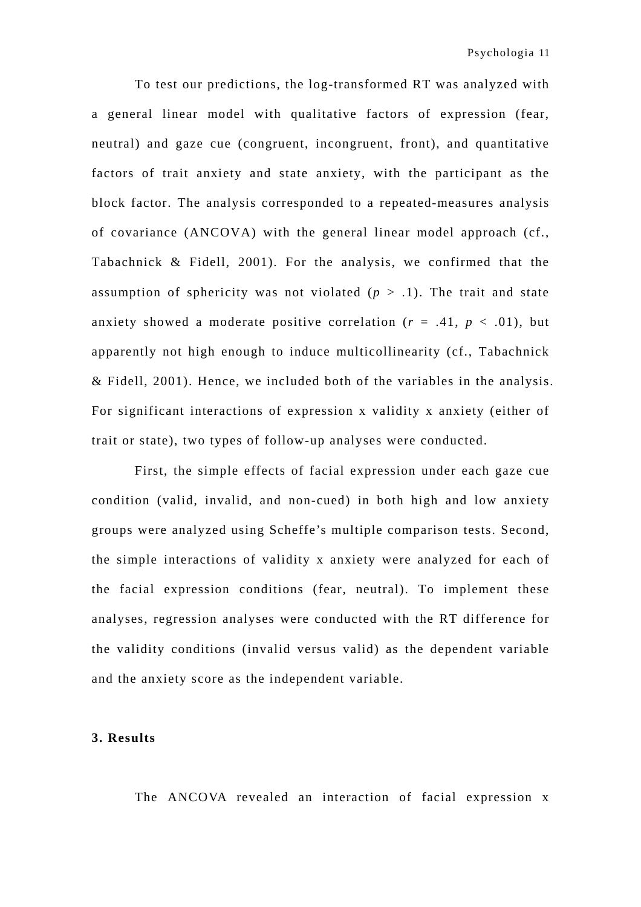To test our predictions, the log-transformed RT was analyzed with a general linear model with qualitative factors of expression (fear, neutral) and gaze cue (congruent, incongruent, front), and quantitative factors of trait anxiety and state anxiety, with the participant as the block factor. The analysis corresponded to a repeated-measures analysis of covariance (ANCOVA) with the general linear model approach (cf., Tabachnick & Fidell, 2001). For the analysis, we confirmed that the assumption of sphericity was not violated ($p > .1$). The trait and state anxiety showed a moderate positive correlation ($r = .41$, $p < .01$), but apparently not high enough to induce multicollinearity (cf., Tabachnick & Fidell, 2001). Hence, we included both of the variables in the analysis. For significant interactions of expression x validity x anxiety (either of trait or state), two types of follow-up analyses were conducted.

First, the simple effects of facial expression under each gaze cue condition (valid, invalid, and non-cued) in both high and low anxiety groups were analyzed using Scheffe's multiple comparison tests. Second, the simple interactions of validity x anxiety were analyzed for each of the facial expression conditions (fear, neutral). To implement these analyses, regression analyses were conducted with the RT difference for the validity conditions (invalid versus valid) as the dependent variable and the anxiety score as the independent variable.

## 3. Results

The ANCOVA revealed an interaction of facial expression x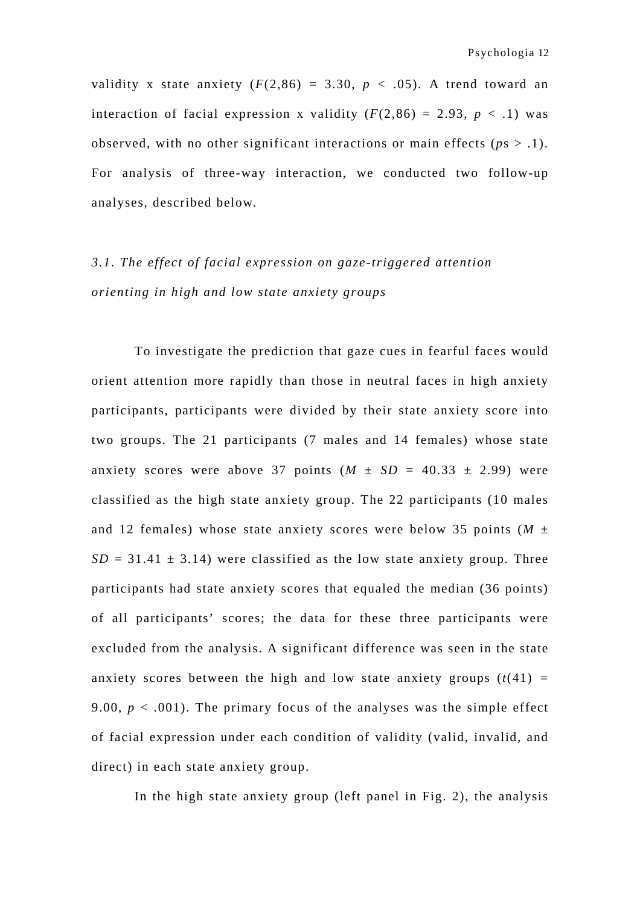validity x state anxiety ($F(2,86) = 3.30$, $p < .05$). A trend toward an interaction of facial expression x validity ($F(2,86) = 2.93$, $p < .1$) was observed, with no other significant interactions or main effects ($p$s > .1). For analysis of three-way interaction, we conducted two follow-up analyses, described below.

### *3.1. The effect of facial expression on gaze-triggered attention orienting in high and low state anxiety groups*

To investigate the prediction that gaze cues in fearful faces would orient attention more rapidly than those in neutral faces in high anxiety participants, participants were divided by their state anxiety score into two groups. The 21 participants (7 males and 14 females) whose state anxiety scores were above 37 points ($M \pm SD = 40.33 \pm 2.99$) were classified as the high state anxiety group. The 22 participants (10 males and 12 females) whose state anxiety scores were below 35 points ($M \pm SD = 31.41 \pm 3.14$) were classified as the low state anxiety group. Three participants had state anxiety scores that equaled the median (36 points) of all participants' scores; the data for these three participants were excluded from the analysis. A significant difference was seen in the state anxiety scores between the high and low state anxiety groups ($t(41) = 9.00$, $p < .001$). The primary focus of the analyses was the simple effect of facial expression under each condition of validity (valid, invalid, and direct) in each state anxiety group.

In the high state anxiety group (left panel in Fig. 2), the analysis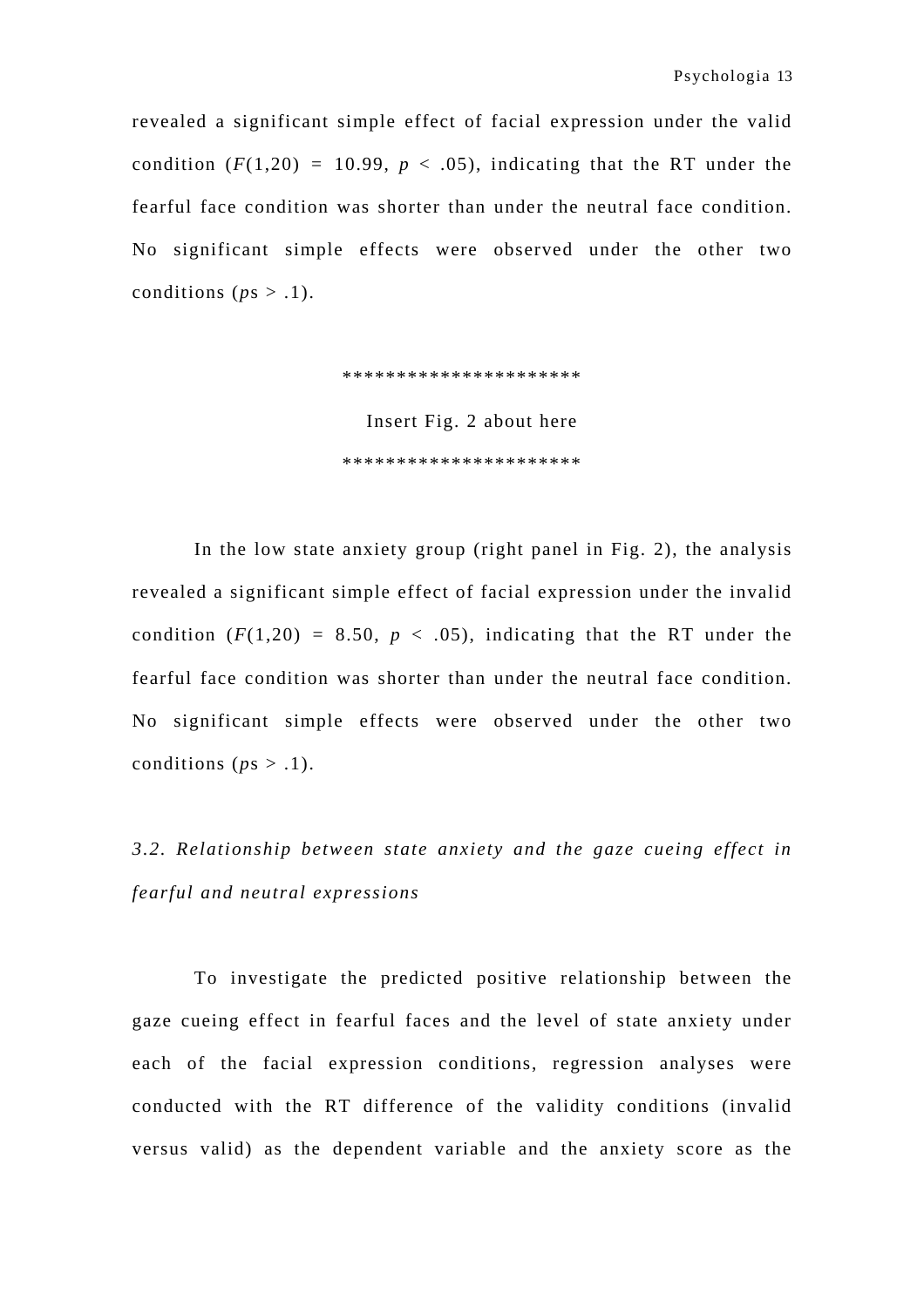revealed a significant simple effect of facial expression under the valid condition ($F(1,20) = 10.99$, $p < .05$), indicating that the RT under the fearful face condition was shorter than under the neutral face condition. No significant simple effects were observed under the other two conditions (*p*s > .1).

*********************

Insert Fig. 2 about here

*********************

In the low state anxiety group (right panel in Fig. 2), the analysis revealed a significant simple effect of facial expression under the invalid condition ($F(1,20) = 8.50$, $p < .05$), indicating that the RT under the fearful face condition was shorter than under the neutral face condition. No significant simple effects were observed under the other two conditions (*p*s > .1).

### *3.2. Relationship between state anxiety and the gaze cueing effect in fearful and neutral expressions*

To investigate the predicted positive relationship between the gaze cueing effect in fearful faces and the level of state anxiety under each of the facial expression conditions, regression analyses were conducted with the RT difference of the validity conditions (invalid versus valid) as the dependent variable and the anxiety score as the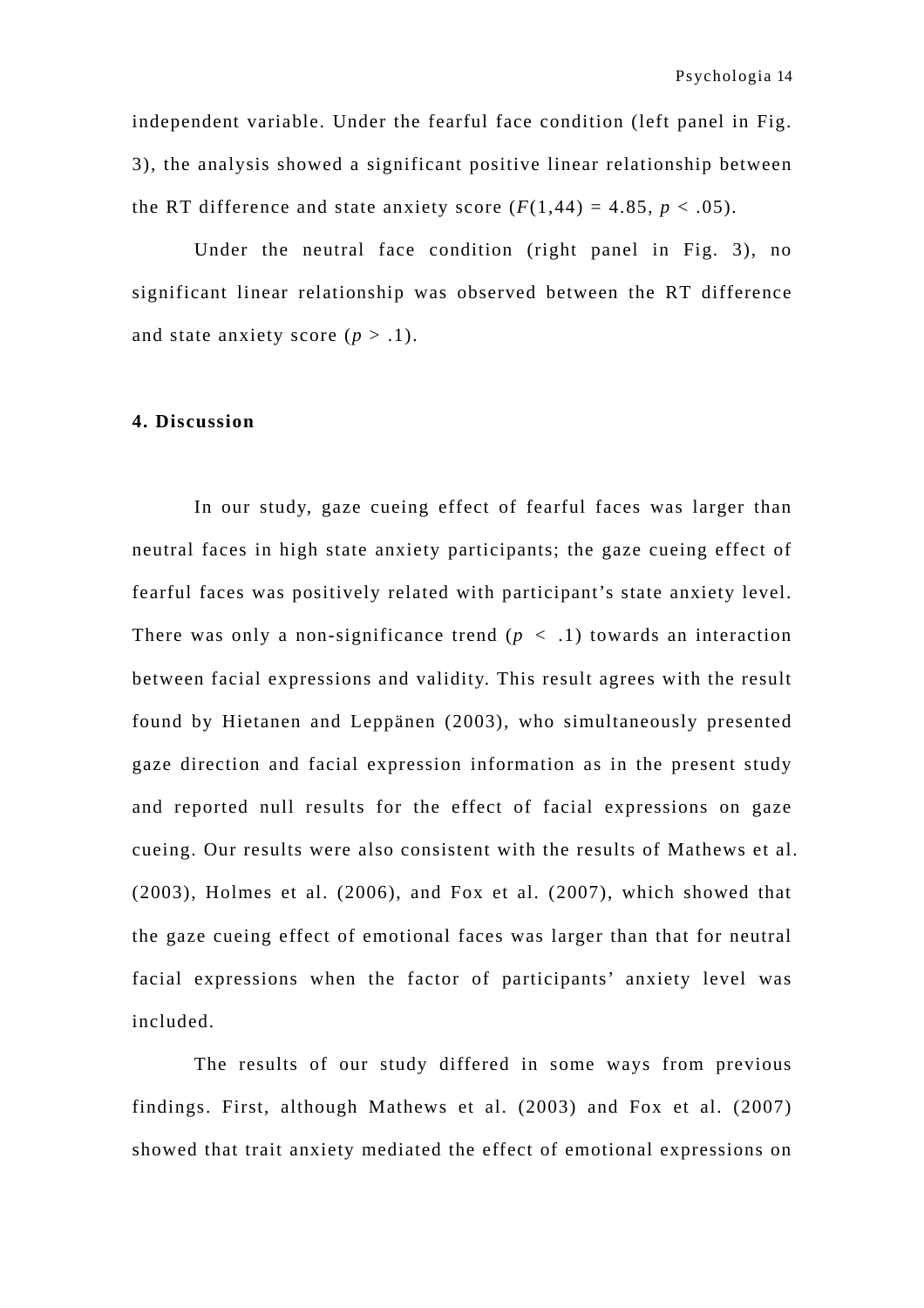independent variable. Under the fearful face condition (left panel in Fig. 3), the analysis showed a significant positive linear relationship between the RT difference and state anxiety score ($F(1,44) = 4.85$, $p < .05$).

Under the neutral face condition (right panel in Fig. 3), no significant linear relationship was observed between the RT difference and state anxiety score ($p > .1$).

## 4. Discussion

In our study, gaze cueing effect of fearful faces was larger than neutral faces in high state anxiety participants; the gaze cueing effect of fearful faces was positively related with participant's state anxiety level. There was only a non-significance trend ($p < .1$) towards an interaction between facial expressions and validity. This result agrees with the result found by Hietanen and Leppänen (2003), who simultaneously presented gaze direction and facial expression information as in the present study and reported null results for the effect of facial expressions on gaze cueing. Our results were also consistent with the results of Mathews et al. (2003), Holmes et al. (2006), and Fox et al. (2007), which showed that the gaze cueing effect of emotional faces was larger than that for neutral facial expressions when the factor of participants' anxiety level was included.

The results of our study differed in some ways from previous findings. First, although Mathews et al. (2003) and Fox et al. (2007) showed that trait anxiety mediated the effect of emotional expressions on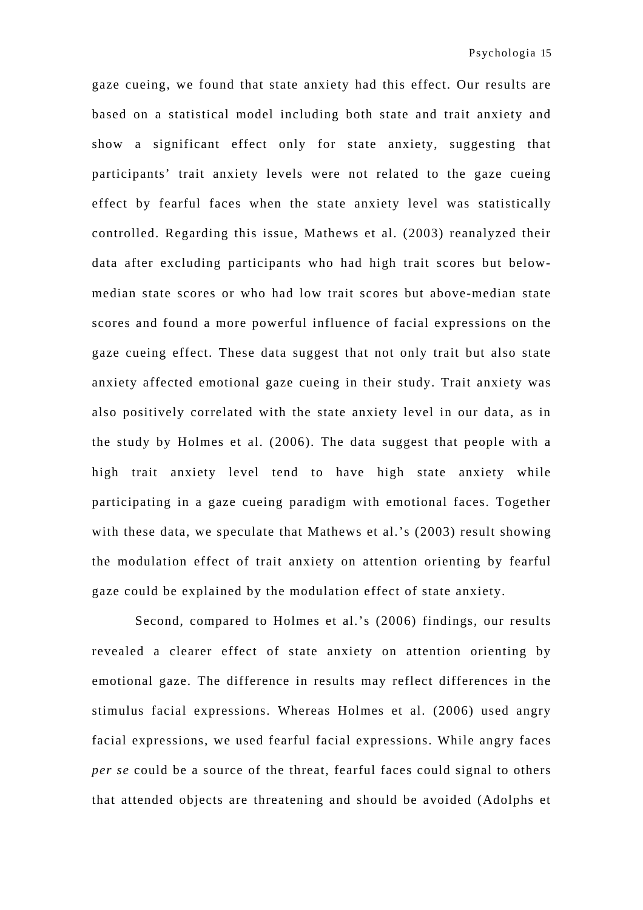gaze cueing, we found that state anxiety had this effect. Our results are based on a statistical model including both state and trait anxiety and show a significant effect only for state anxiety, suggesting that participants' trait anxiety levels were not related to the gaze cueing effect by fearful faces when the state anxiety level was statistically controlled. Regarding this issue, Mathews et al. (2003) reanalyzed their data after excluding participants who had high trait scores but below-median state scores or who had low trait scores but above-median state scores and found a more powerful influence of facial expressions on the gaze cueing effect. These data suggest that not only trait but also state anxiety affected emotional gaze cueing in their study. Trait anxiety was also positively correlated with the state anxiety level in our data, as in the study by Holmes et al. (2006). The data suggest that people with a high trait anxiety level tend to have high state anxiety while participating in a gaze cueing paradigm with emotional faces. Together with these data, we speculate that Mathews et al.'s (2003) result showing the modulation effect of trait anxiety on attention orienting by fearful gaze could be explained by the modulation effect of state anxiety.

Second, compared to Holmes et al.'s (2006) findings, our results revealed a clearer effect of state anxiety on attention orienting by emotional gaze. The difference in results may reflect differences in the stimulus facial expressions. Whereas Holmes et al. (2006) used angry facial expressions, we used fearful facial expressions. While angry faces *per se* could be a source of the threat, fearful faces could signal to others that attended objects are threatening and should be avoided (Adolphs et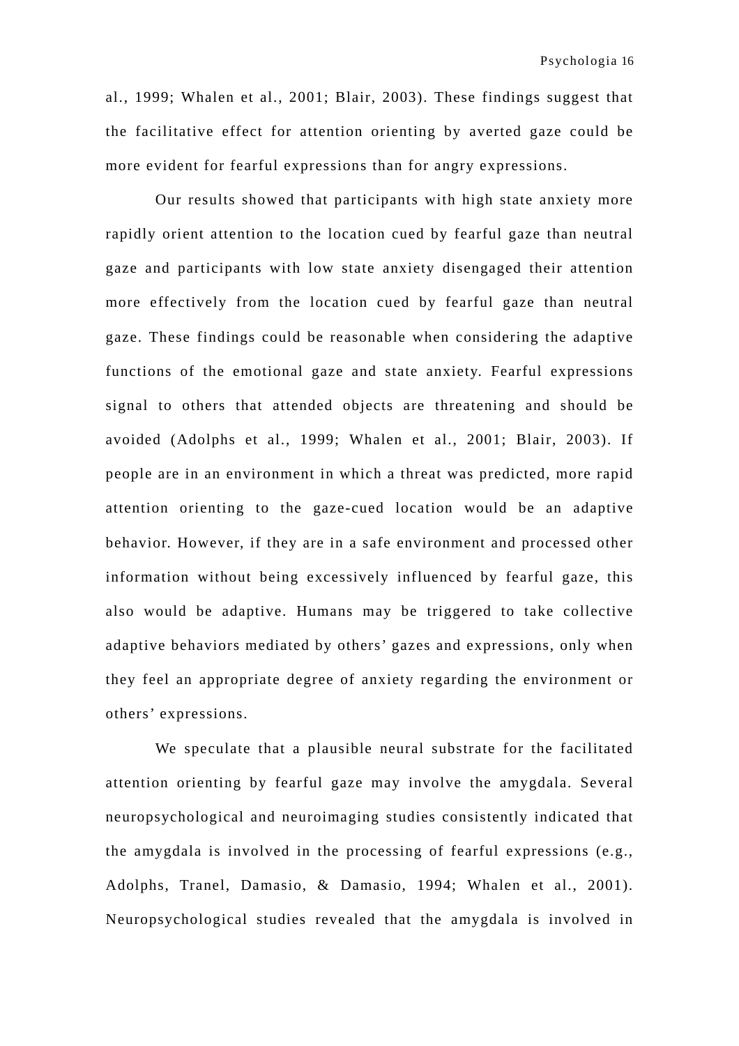al., 1999; Whalen et al., 2001; Blair, 2003). These findings suggest that the facilitative effect for attention orienting by averted gaze could be more evident for fearful expressions than for angry expressions.

Our results showed that participants with high state anxiety more rapidly orient attention to the location cued by fearful gaze than neutral gaze and participants with low state anxiety disengaged their attention more effectively from the location cued by fearful gaze than neutral gaze. These findings could be reasonable when considering the adaptive functions of the emotional gaze and state anxiety. Fearful expressions signal to others that attended objects are threatening and should be avoided (Adolphs et al., 1999; Whalen et al., 2001; Blair, 2003). If people are in an environment in which a threat was predicted, more rapid attention orienting to the gaze-cued location would be an adaptive behavior. However, if they are in a safe environment and processed other information without being excessively influenced by fearful gaze, this also would be adaptive. Humans may be triggered to take collective adaptive behaviors mediated by others' gazes and expressions, only when they feel an appropriate degree of anxiety regarding the environment or others' expressions.

We speculate that a plausible neural substrate for the facilitated attention orienting by fearful gaze may involve the amygdala. Several neuropsychological and neuroimaging studies consistently indicated that the amygdala is involved in the processing of fearful expressions (e.g., Adolphs, Tranel, Damasio, & Damasio, 1994; Whalen et al., 2001). Neuropsychological studies revealed that the amygdala is involved in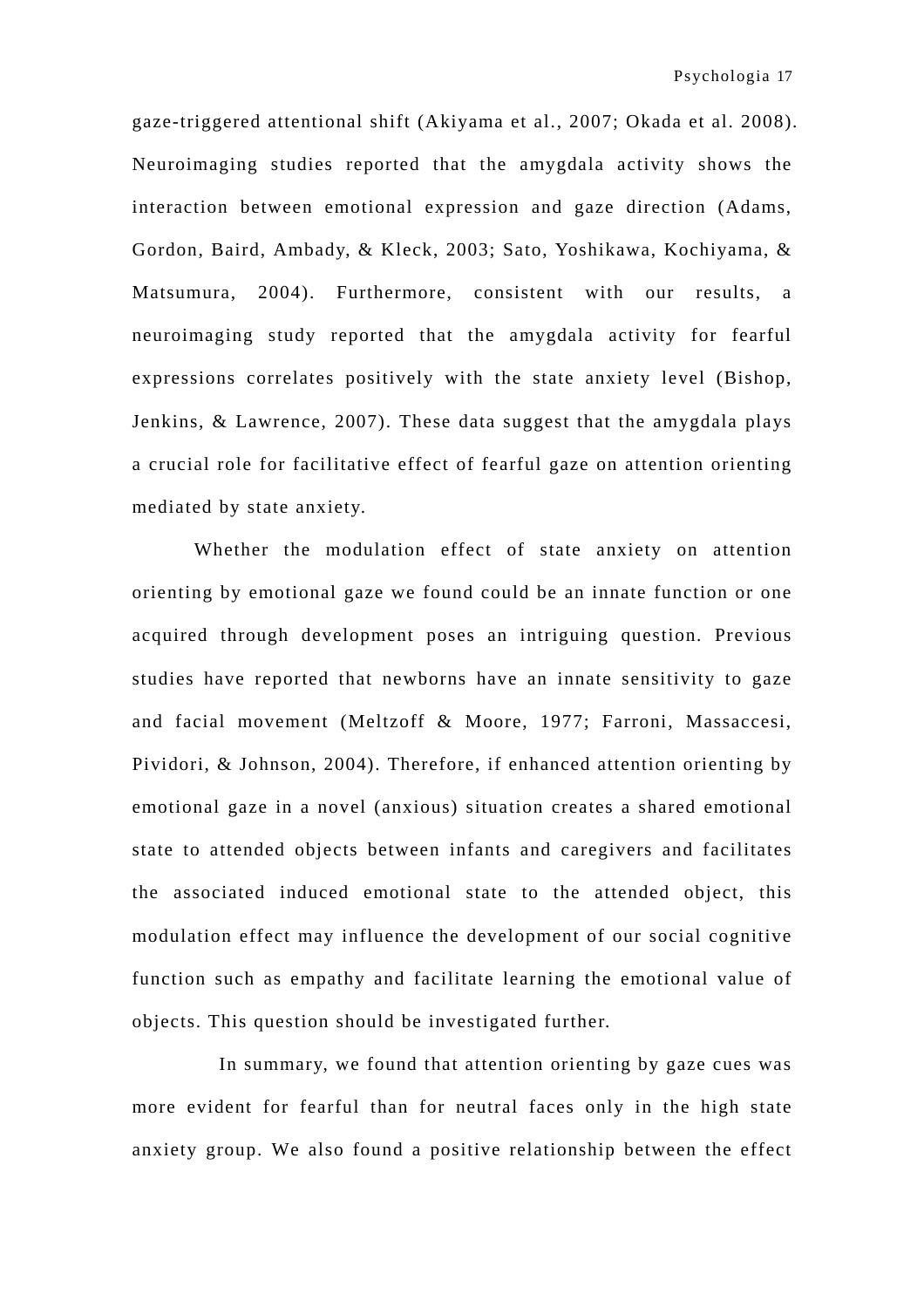gaze-triggered attentional shift (Akiyama et al., 2007; Okada et al. 2008). Neuroimaging studies reported that the amygdala activity shows the interaction between emotional expression and gaze direction (Adams, Gordon, Baird, Ambady, & Kleck, 2003; Sato, Yoshikawa, Kochiyama, & Matsumura, 2004). Furthermore, consistent with our results, a neuroimaging study reported that the amygdala activity for fearful expressions correlates positively with the state anxiety level (Bishop, Jenkins, & Lawrence, 2007). These data suggest that the amygdala plays a crucial role for facilitative effect of fearful gaze on attention orienting mediated by state anxiety.

Whether the modulation effect of state anxiety on attention orienting by emotional gaze we found could be an innate function or one acquired through development poses an intriguing question. Previous studies have reported that newborns have an innate sensitivity to gaze and facial movement (Meltzoff & Moore, 1977; Farroni, Massaccesi, Pividori, & Johnson, 2004). Therefore, if enhanced attention orienting by emotional gaze in a novel (anxious) situation creates a shared emotional state to attended objects between infants and caregivers and facilitates the associated induced emotional state to the attended object, this modulation effect may influence the development of our social cognitive function such as empathy and facilitate learning the emotional value of objects. This question should be investigated further.

In summary, we found that attention orienting by gaze cues was more evident for fearful than for neutral faces only in the high state anxiety group. We also found a positive relationship between the effect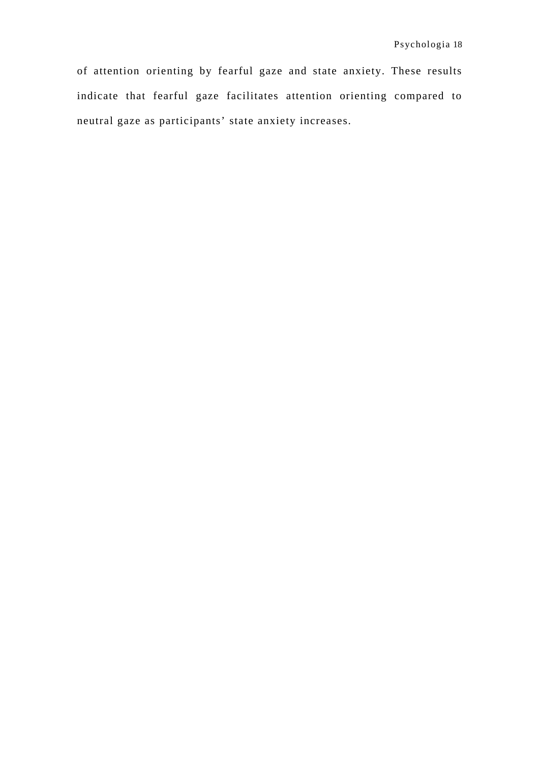of attention orienting by fearful gaze and state anxiety. These results indicate that fearful gaze facilitates attention orienting compared to neutral gaze as participants' state anxiety increases.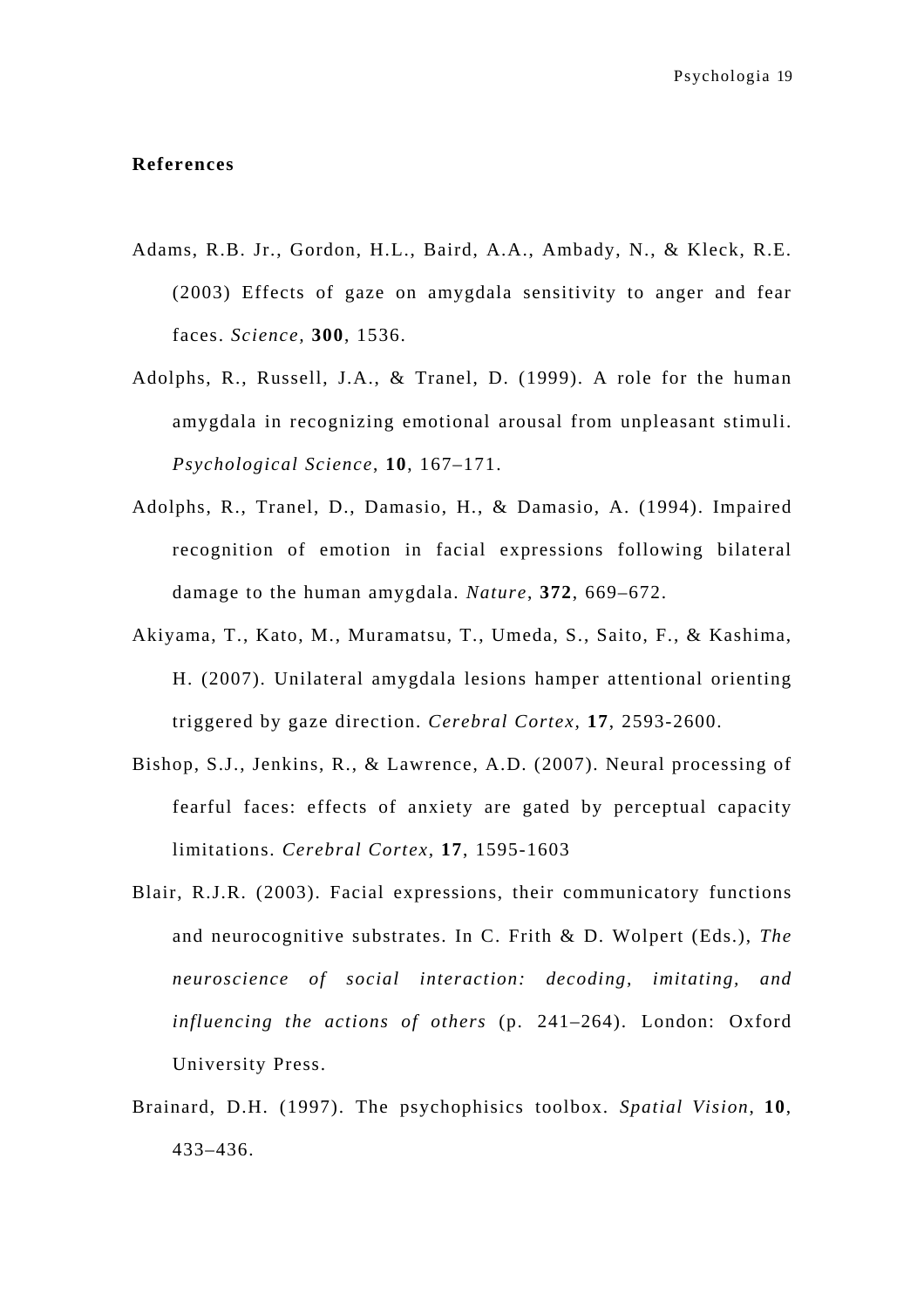## References

Adams, R.B. Jr., Gordon, H.L., Baird, A.A., Ambady, N., & Kleck, R.E. (2003) Effects of gaze on amygdala sensitivity to anger and fear faces. *Science*, **300**, 1536.

Adolphs, R., Russell, J.A., & Tranel, D. (1999). A role for the human amygdala in recognizing emotional arousal from unpleasant stimuli. *Psychological Science*, **10**, 167–171.

Adolphs, R., Tranel, D., Damasio, H., & Damasio, A. (1994). Impaired recognition of emotion in facial expressions following bilateral damage to the human amygdala. *Nature*, **372**, 669–672.

Akiyama, T., Kato, M., Muramatsu, T., Umeda, S., Saito, F., & Kashima, H. (2007). Unilateral amygdala lesions hamper attentional orienting triggered by gaze direction. *Cerebral Cortex*, **17**, 2593-2600.

Bishop, S.J., Jenkins, R., & Lawrence, A.D. (2007). Neural processing of fearful faces: effects of anxiety are gated by perceptual capacity limitations. *Cerebral Cortex*, **17**, 1595-1603

Blair, R.J.R. (2003). Facial expressions, their communicatory functions and neurocognitive substrates. In C. Frith & D. Wolpert (Eds.), *The neuroscience of social interaction: decoding, imitating, and influencing the actions of others* (p. 241–264). London: Oxford University Press.

Brainard, D.H. (1997). The psychophisics toolbox. *Spatial Vision*, **10**, 433–436.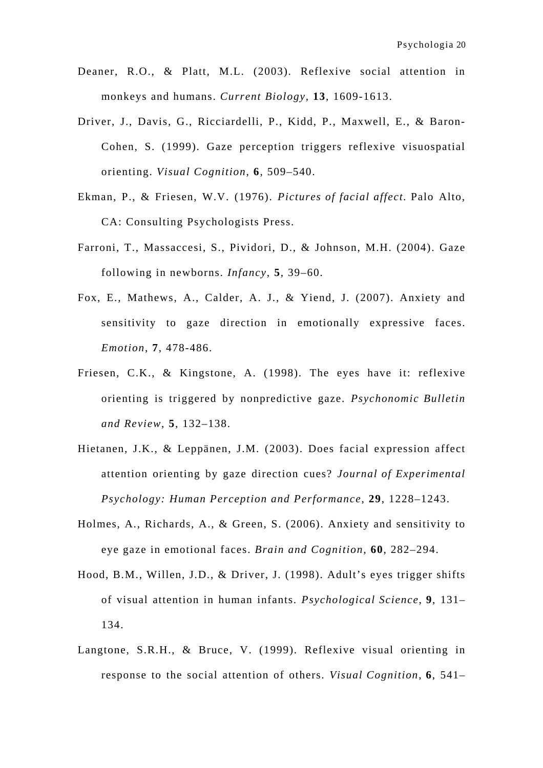Deaner, R.O., & Platt, M.L. (2003). Reflexive social attention in monkeys and humans. *Current Biology*, **13**, 1609-1613.

Driver, J., Davis, G., Ricciardelli, P., Kidd, P., Maxwell, E., & Baron-Cohen, S. (1999). Gaze perception triggers reflexive visuospatial orienting. *Visual Cognition*, **6**, 509–540.

Ekman, P., & Friesen, W.V. (1976). *Pictures of facial affect*. Palo Alto, CA: Consulting Psychologists Press.

Farroni, T., Massaccesi, S., Pividori, D., & Johnson, M.H. (2004). Gaze following in newborns. *Infancy*, **5**, 39–60.

Fox, E., Mathews, A., Calder, A. J., & Yiend, J. (2007). Anxiety and sensitivity to gaze direction in emotionally expressive faces. *Emotion*, **7**, 478-486.

Friesen, C.K., & Kingstone, A. (1998). The eyes have it: reflexive orienting is triggered by nonpredictive gaze. *Psychonomic Bulletin and Review*, **5**, 132–138.

Hietanen, J.K., & Leppänen, J.M. (2003). Does facial expression affect attention orienting by gaze direction cues? *Journal of Experimental Psychology: Human Perception and Performance*, **29**, 1228–1243.

Holmes, A., Richards, A., & Green, S. (2006). Anxiety and sensitivity to eye gaze in emotional faces. *Brain and Cognition*, **60**, 282–294.

Hood, B.M., Willen, J.D., & Driver, J. (1998). Adult's eyes trigger shifts of visual attention in human infants. *Psychological Science*, **9**, 131–134.

Langtone, S.R.H., & Bruce, V. (1999). Reflexive visual orienting in response to the social attention of others. *Visual Cognition*, **6**, 541–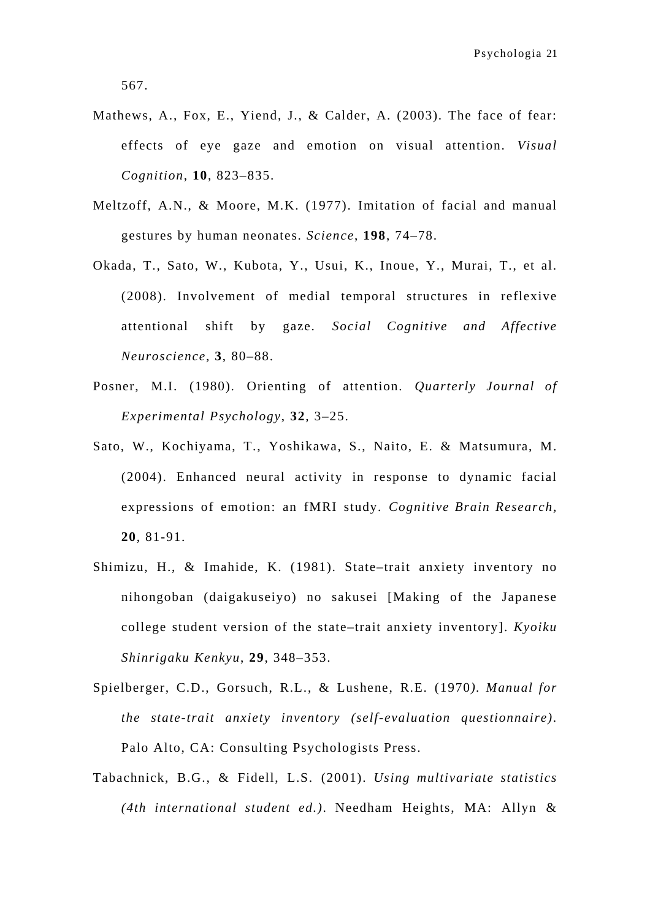567.

Mathews, A., Fox, E., Yiend, J., & Calder, A. (2003). The face of fear: effects of eye gaze and emotion on visual attention. *Visual Cognition*, **10**, 823–835.

Meltzoff, A.N., & Moore, M.K. (1977). Imitation of facial and manual gestures by human neonates. *Science*, **198**, 74–78.

Okada, T., Sato, W., Kubota, Y., Usui, K., Inoue, Y., Murai, T., et al. (2008). Involvement of medial temporal structures in reflexive attentional shift by gaze. *Social Cognitive and Affective Neuroscience*, **3**, 80–88.

Posner, M.I. (1980). Orienting of attention. *Quarterly Journal of Experimental Psychology*, **32**, 3–25.

Sato, W., Kochiyama, T., Yoshikawa, S., Naito, E. & Matsumura, M. (2004). Enhanced neural activity in response to dynamic facial expressions of emotion: an fMRI study. *Cognitive Brain Research,* **20**, 81-91.

Shimizu, H., & Imahide, K. (1981). State–trait anxiety inventory no nihongoban (daigakuseiyo) no sakusei [Making of the Japanese college student version of the state–trait anxiety inventory]. *Kyoiku Shinrigaku Kenkyu*, **29**, 348–353.

Spielberger, C.D., Gorsuch, R.L., & Lushene, R.E. (1970*). Manual for the state-trait anxiety inventory (self-evaluation questionnaire).* Palo Alto, CA: Consulting Psychologists Press.

Tabachnick, B.G., & Fidell, L.S. (2001). *Using multivariate statistics (4th international student ed.).* Needham Heights, MA: Allyn &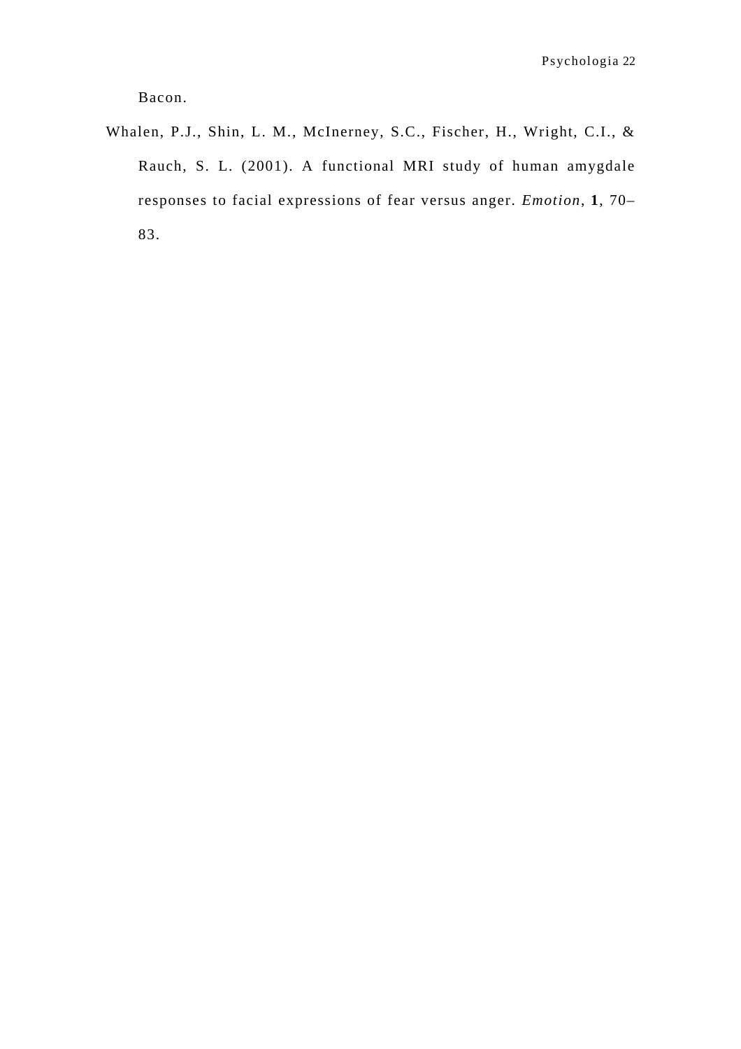Bacon.

Whalen, P.J., Shin, L. M., McInerney, S.C., Fischer, H., Wright, C.I., & Rauch, S. L. (2001). A functional MRI study of human amygdale responses to facial expressions of fear versus anger. *Emotion*, **1**, 70–83.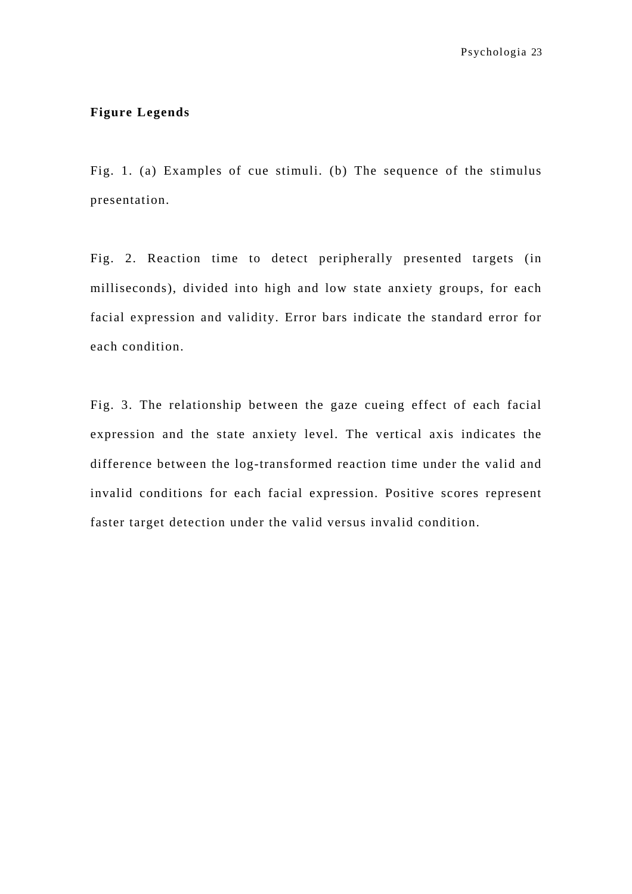**Figure Legends**

Fig. 1. (a) Examples of cue stimuli. (b) The sequence of the stimulus presentation.

Fig. 2. Reaction time to detect peripherally presented targets (in milliseconds), divided into high and low state anxiety groups, for each facial expression and validity. Error bars indicate the standard error for each condition.

Fig. 3. The relationship between the gaze cueing effect of each facial expression and the state anxiety level. The vertical axis indicates the difference between the log-transformed reaction time under the valid and invalid conditions for each facial expression. Positive scores represent faster target detection under the valid versus invalid condition.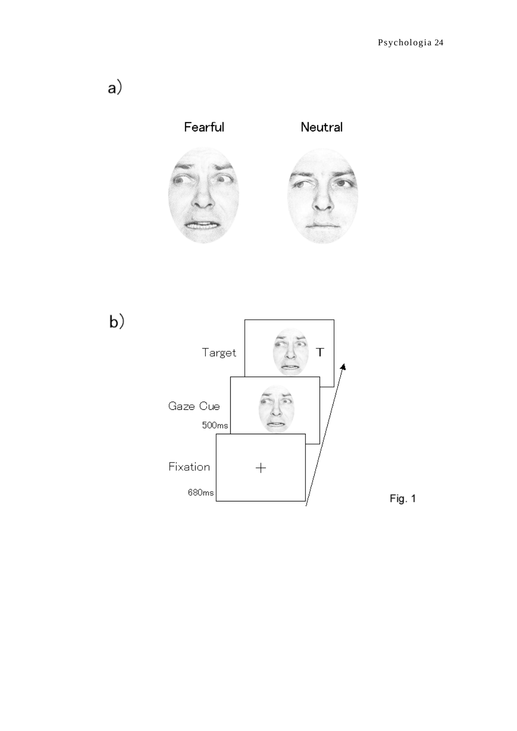a)

Fearful    Neutral

b)

Target

Gaze Cue
500ms

Fixation
680ms

Fig. 1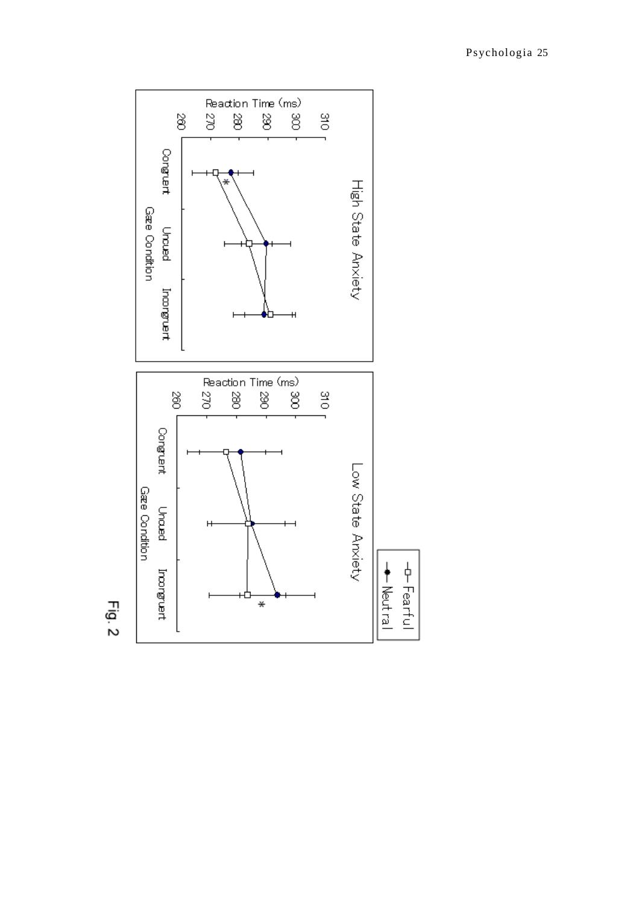**High State Anxiety**

Reaction Time (ms): 260, 270, 280, 290, 300, 310

Gaze Condition: Congruent, Uncued, Incongruent

*

**Low State Anxiety**

Reaction Time (ms): 260, 270, 280, 290, 300, 310

Gaze Condition: Congruent, Uncued, Incongruent

*

—□— Fearful
—●— Neutral

Fig. 2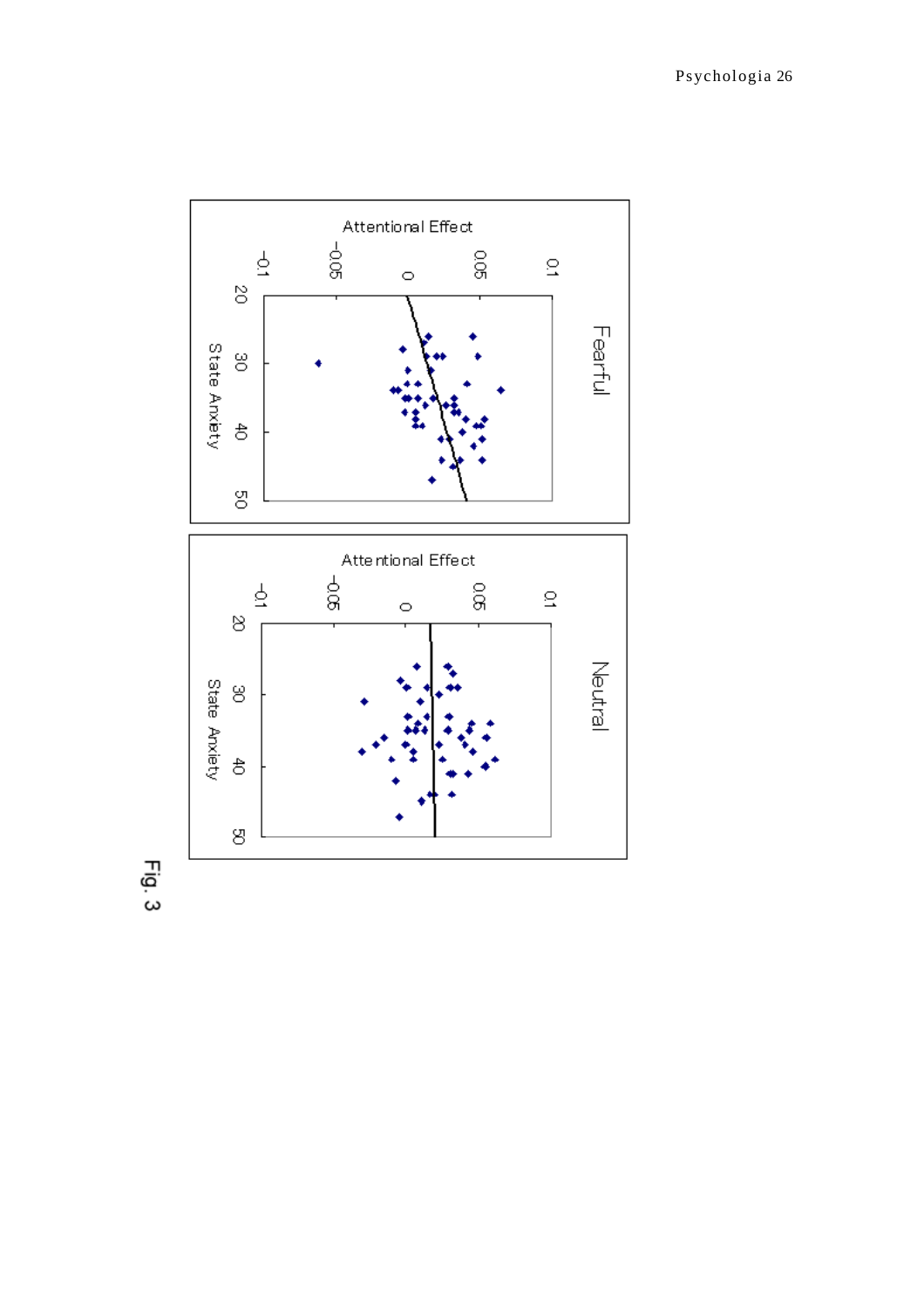Fearful

Attentional Effect

0.1

0.05

0

−0.05

−0.1

20

30

40

50

State Anxiety

Neutral

Attentional Effect

0.1

0.05

0

−0.05

−0.1

20

30

40

50

State Anxiety

Fig. 3